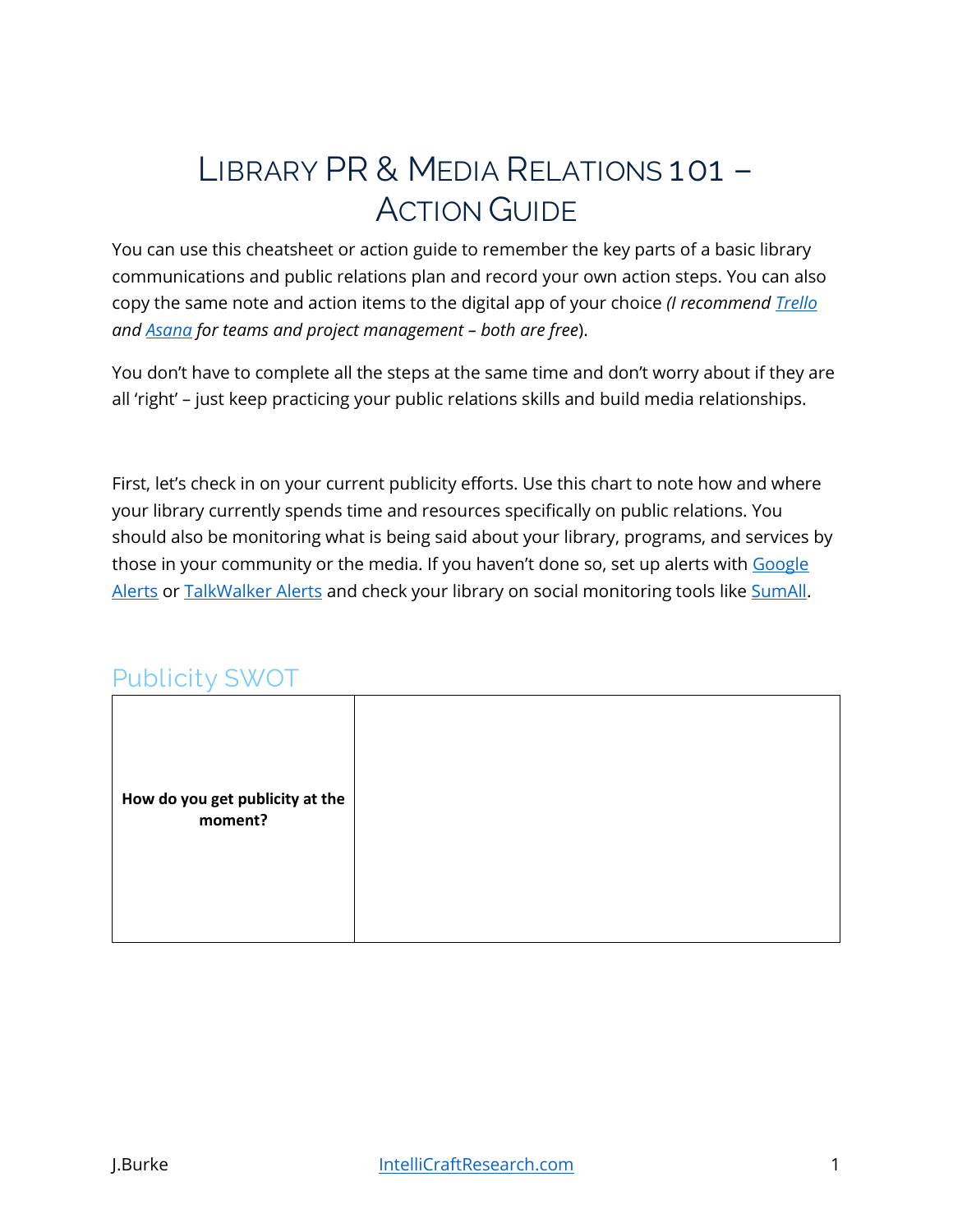# Library PR & Media Relations 101 – Action Guide

You can use this cheatsheet or action guide to remember the key parts of a basic library communications and public relations plan and record your own action steps. You can also copy the same note and action items to the digital app of your choice *(I recommend Trello and Asana for teams and project management – both are free*).

You don't have to complete all the steps at the same time and don't worry about if they are all 'right' – just keep practicing your public relations skills and build media relationships.

First, let's check in on your current publicity efforts. Use this chart to note how and where your library currently spends time and resources specifically on public relations. You should also be monitoring what is being said about your library, programs, and services by those in your community or the media. If you haven't done so, set up alerts with Google Alerts or TalkWalker Alerts and check your library on social monitoring tools like SumAll.

## Publicity SWOT

| **How do you get publicity at the moment?** | |
|---|---|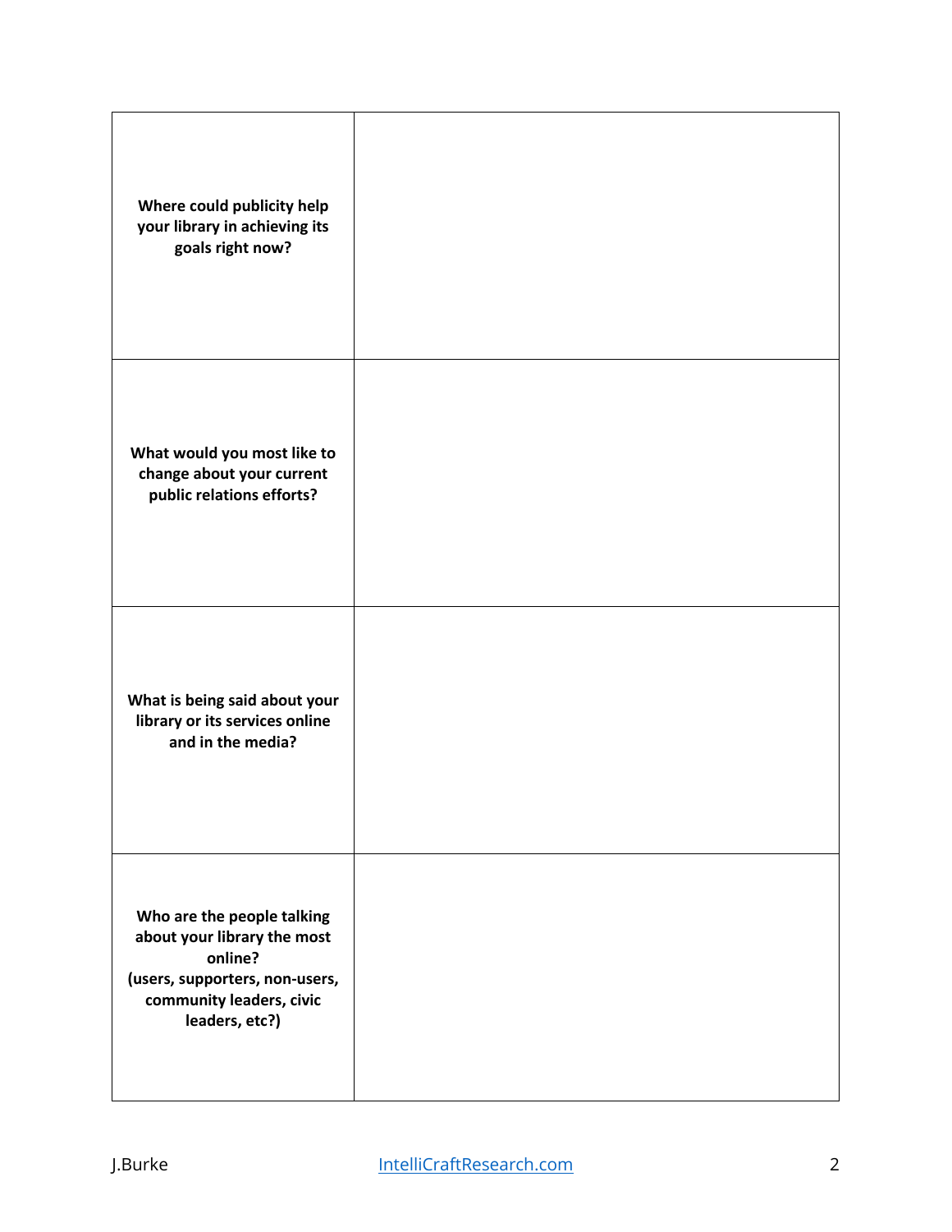| | |
|---|---|
| **Where could publicity help your library in achieving its goals right now?** | |
| **What would you most like to change about your current public relations efforts?** | |
| **What is being said about your library or its services online and in the media?** | |
| **Who are the people talking about your library the most online? (users, supporters, non-users, community leaders, civic leaders, etc?)** | |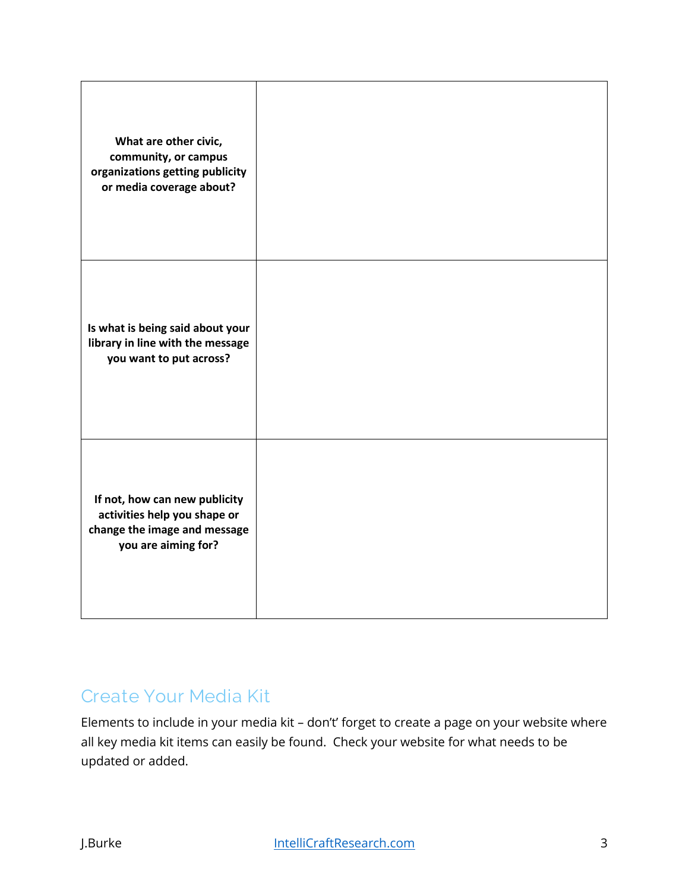| | |
|---|---|
| **What are other civic, community, or campus organizations getting publicity or media coverage about?** | |
| **Is what is being said about your library in line with the message you want to put across?** | |
| **If not, how can new publicity activities help you shape or change the image and message you are aiming for?** | |

## Create Your Media Kit

Elements to include in your media kit – don't' forget to create a page on your website where all key media kit items can easily be found. Check your website for what needs to be updated or added.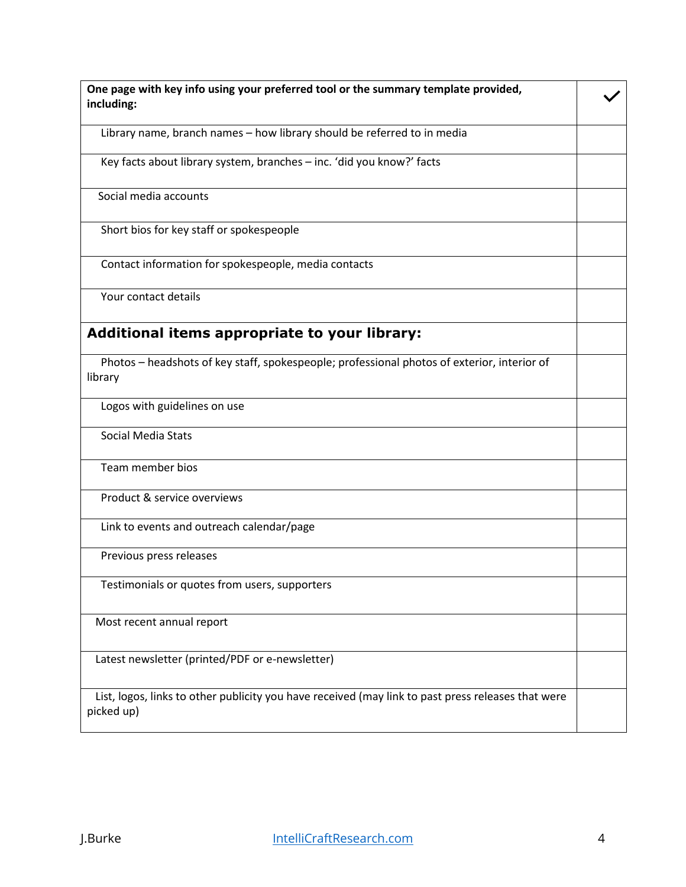| **One page with key info using your preferred tool or the summary template provided, including:** | ✓ |
|---|---|
| Library name, branch names – how library should be referred to in media | |
| Key facts about library system, branches – inc. 'did you know?' facts | |
| Social media accounts | |
| Short bios for key staff or spokespeople | |
| Contact information for spokespeople, media contacts | |
| Your contact details | |
| **Additional items appropriate to your library:** | |
| Photos – headshots of key staff, spokespeople; professional photos of exterior, interior of library | |
| Logos with guidelines on use | |
| Social Media Stats | |
| Team member bios | |
| Product & service overviews | |
| Link to events and outreach calendar/page | |
| Previous press releases | |
| Testimonials or quotes from users, supporters | |
| Most recent annual report | |
| Latest newsletter (printed/PDF or e-newsletter) | |
| List, logos, links to other publicity you have received (may link to past press releases that were picked up) | |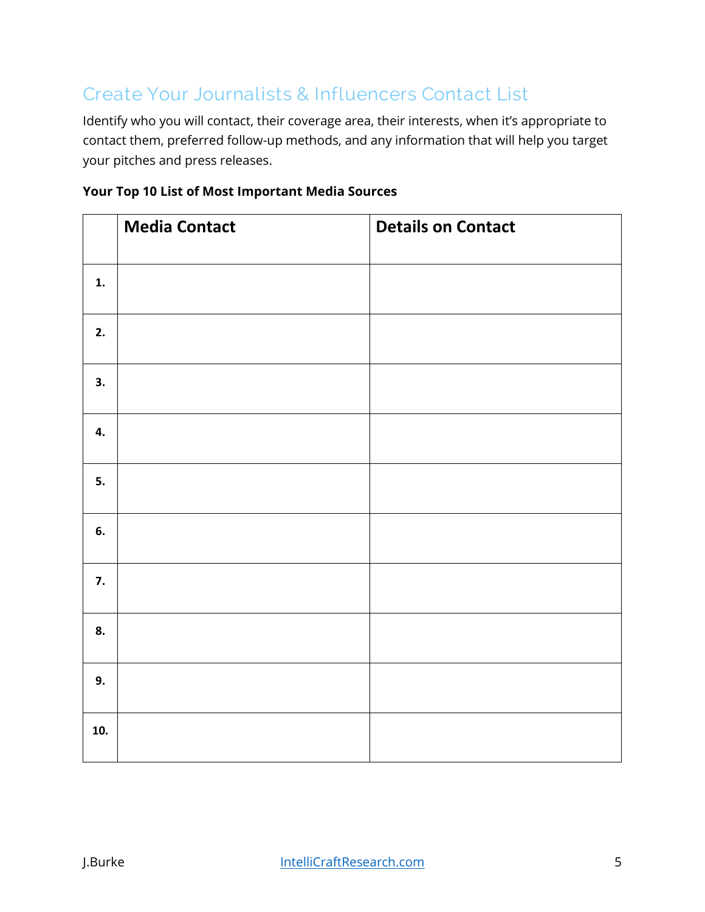## Create Your Journalists & Influencers Contact List

Identify who you will contact, their coverage area, their interests, when it's appropriate to contact them, preferred follow-up methods, and any information that will help you target your pitches and press releases.

**Your Top 10 List of Most Important Media Sources**

| | **Media Contact** | **Details on Contact** |
|---|---|---|
| **1.** | | |
| **2.** | | |
| **3.** | | |
| **4.** | | |
| **5.** | | |
| **6.** | | |
| **7.** | | |
| **8.** | | |
| **9.** | | |
| **10.** | | |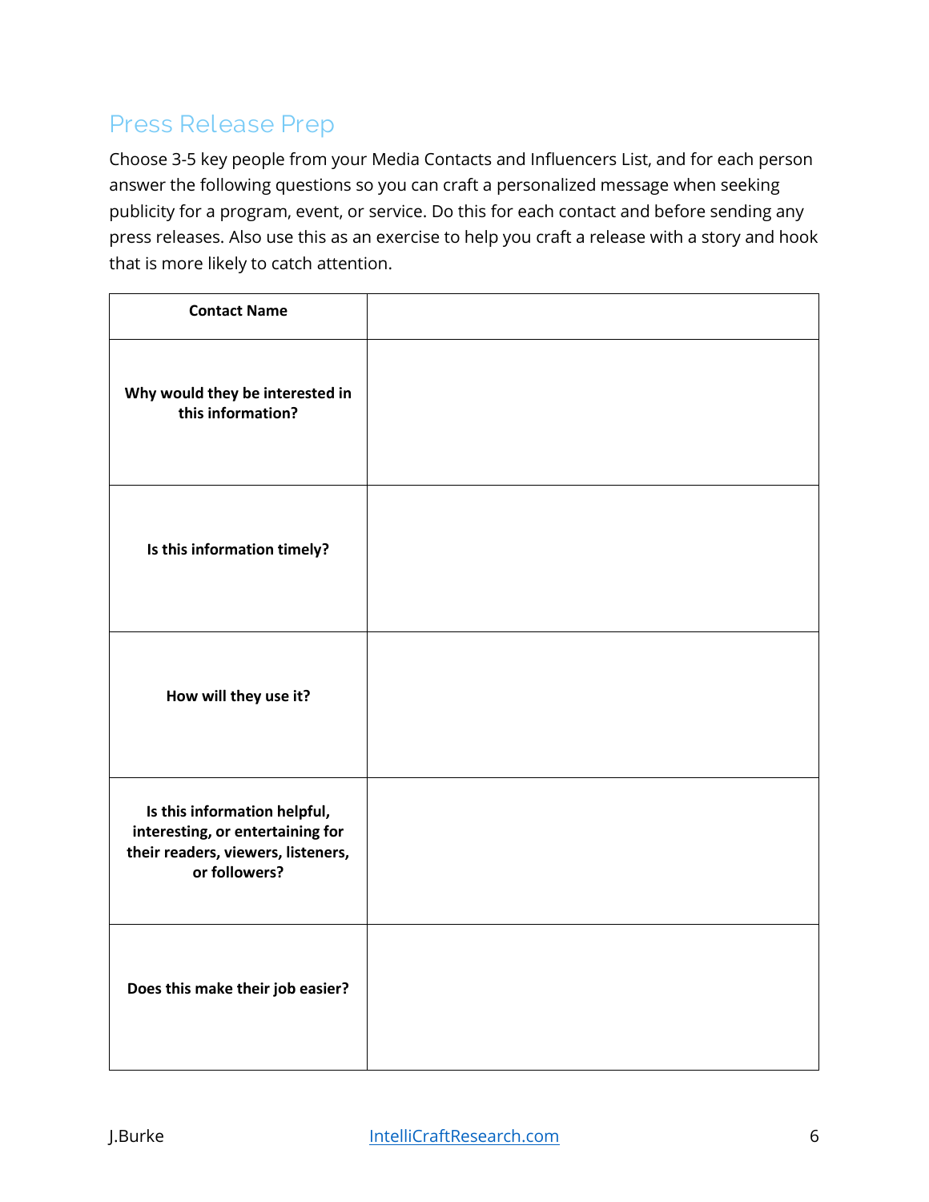## Press Release Prep

Choose 3-5 key people from your Media Contacts and Influencers List, and for each person answer the following questions so you can craft a personalized message when seeking publicity for a program, event, or service. Do this for each contact and before sending any press releases. Also use this as an exercise to help you craft a release with a story and hook that is more likely to catch attention.

| **Contact Name** | |
|---|---|
| **Why would they be interested in this information?** | |
| **Is this information timely?** | |
| **How will they use it?** | |
| **Is this information helpful, interesting, or entertaining for their readers, viewers, listeners, or followers?** | |
| **Does this make their job easier?** | |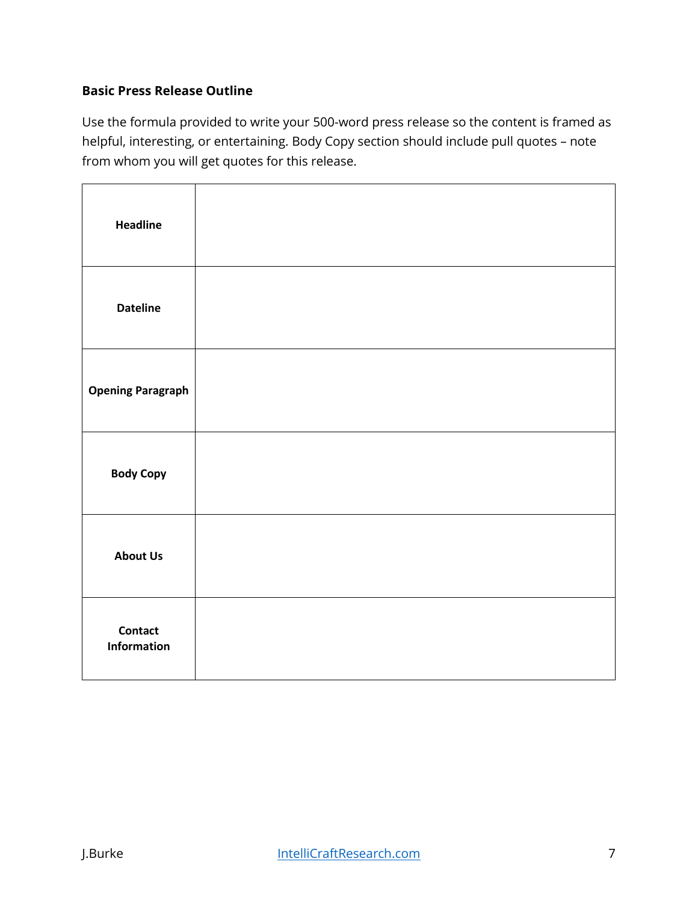**Basic Press Release Outline**

Use the formula provided to write your 500-word press release so the content is framed as helpful, interesting, or entertaining. Body Copy section should include pull quotes – note from whom you will get quotes for this release.

| | |
|---|---|
| **Headline** | |
| **Dateline** | |
| **Opening Paragraph** | |
| **Body Copy** | |
| **About Us** | |
| **Contact Information** | |